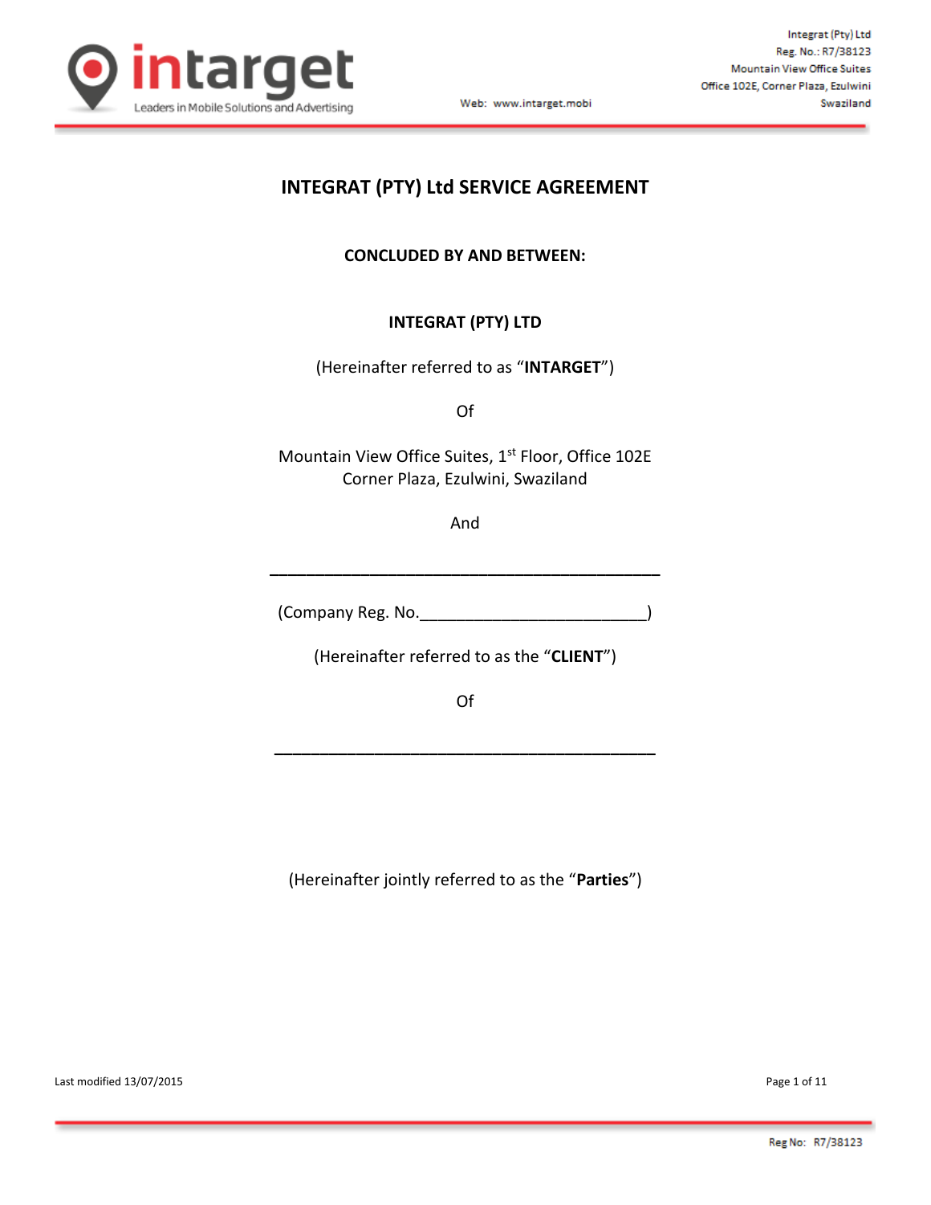# INTEGRAT (PTY) Ltd SERVICE AGREEMENT

**CONCLUDED BY AND BETWEEN:**

**INTEGRAT (PTY) LTD**

(Hereinafter referred to as "**INTARGET**")

Of

Mountain View Office Suites, 1st Floor, Office 102E
Corner Plaza, Ezulwini, Swaziland

And

\_\_\_\_\_\_\_\_\_\_\_\_\_\_\_\_\_\_\_\_\_\_\_\_\_\_\_\_\_\_\_\_\_\_\_\_\_\_\_\_\_\_

(Company Reg. No.\_\_\_\_\_\_\_\_\_\_\_\_\_\_\_\_\_\_\_\_\_\_\_\_)

(Hereinafter referred to as the "**CLIENT**")

Of

\_\_\_\_\_\_\_\_\_\_\_\_\_\_\_\_\_\_\_\_\_\_\_\_\_\_\_\_\_\_\_\_\_\_\_\_\_\_\_\_\_\_

(Hereinafter jointly referred to as the "**Parties**")

Last modified 13/07/2015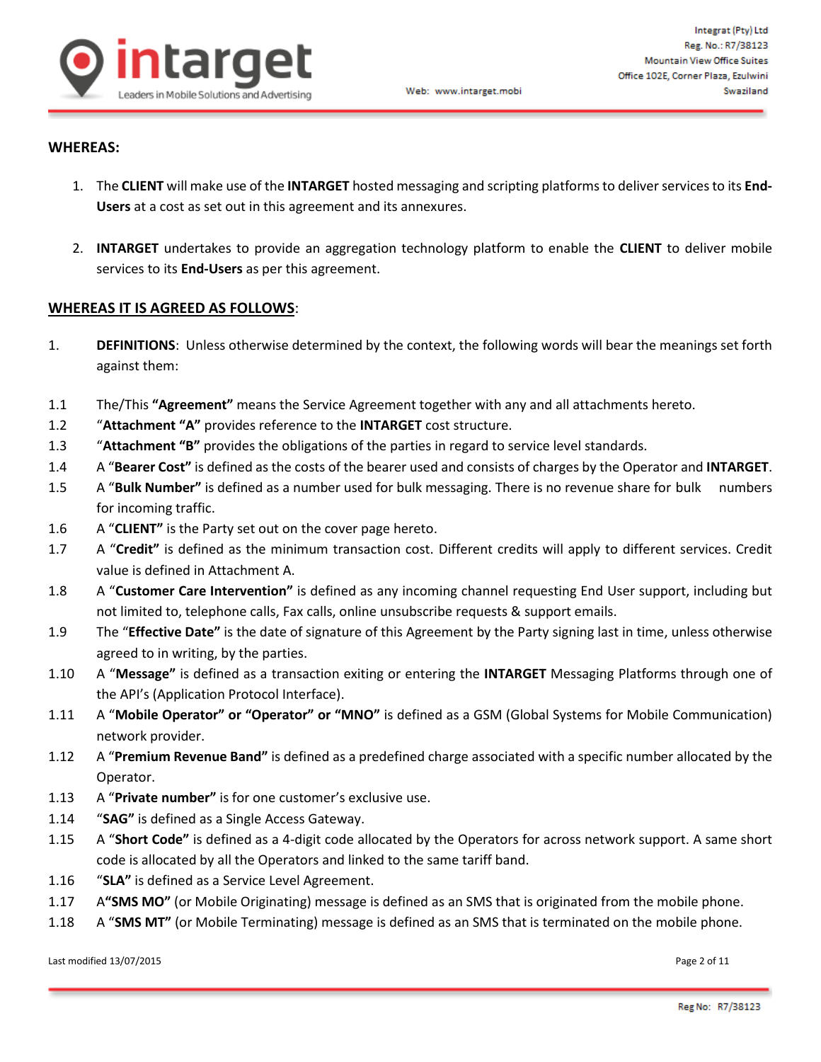**WHEREAS:**

1. The **CLIENT** will make use of the **INTARGET** hosted messaging and scripting platforms to deliver services to its **End-Users** at a cost as set out in this agreement and its annexures.

2. **INTARGET** undertakes to provide an aggregation technology platform to enable the **CLIENT** to deliver mobile services to its **End-Users** as per this agreement.

**WHEREAS IT IS AGREED AS FOLLOWS**:

1. **DEFINITIONS**: Unless otherwise determined by the context, the following words will bear the meanings set forth against them:

1.1 The/This **"Agreement"** means the Service Agreement together with any and all attachments hereto.

1.2 "**Attachment "A"** provides reference to the **INTARGET** cost structure.

1.3 "**Attachment "B"** provides the obligations of the parties in regard to service level standards.

1.4 A "**Bearer Cost"** is defined as the costs of the bearer used and consists of charges by the Operator and **INTARGET**.

1.5 A "**Bulk Number"** is defined as a number used for bulk messaging. There is no revenue share for bulk numbers for incoming traffic.

1.6 A "**CLIENT"** is the Party set out on the cover page hereto.

1.7 A "**Credit"** is defined as the minimum transaction cost. Different credits will apply to different services. Credit value is defined in Attachment A.

1.8 A "**Customer Care Intervention"** is defined as any incoming channel requesting End User support, including but not limited to, telephone calls, Fax calls, online unsubscribe requests & support emails.

1.9 The "**Effective Date"** is the date of signature of this Agreement by the Party signing last in time, unless otherwise agreed to in writing, by the parties.

1.10 A "**Message"** is defined as a transaction exiting or entering the **INTARGET** Messaging Platforms through one of the API's (Application Protocol Interface).

1.11 A "**Mobile Operator" or "Operator" or "MNO"** is defined as a GSM (Global Systems for Mobile Communication) network provider.

1.12 A "**Premium Revenue Band"** is defined as a predefined charge associated with a specific number allocated by the Operator.

1.13 A "**Private number"** is for one customer's exclusive use.

1.14 "**SAG"** is defined as a Single Access Gateway.

1.15 A "**Short Code"** is defined as a 4-digit code allocated by the Operators for across network support. A same short code is allocated by all the Operators and linked to the same tariff band.

1.16 "**SLA"** is defined as a Service Level Agreement.

1.17 A**"SMS MO"** (or Mobile Originating) message is defined as an SMS that is originated from the mobile phone.

1.18 A "**SMS MT"** (or Mobile Terminating) message is defined as an SMS that is terminated on the mobile phone.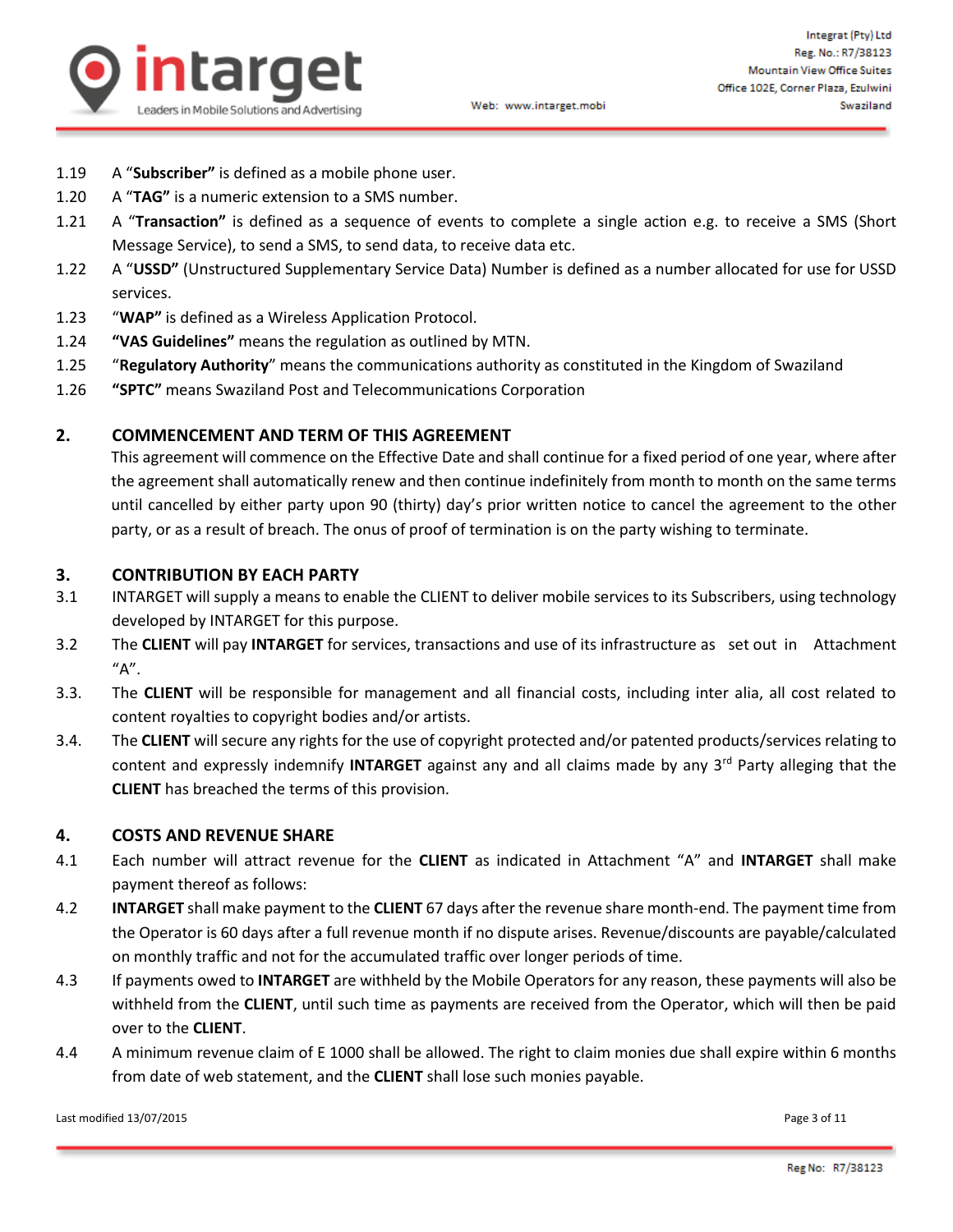1.19 A “**Subscriber**” is defined as a mobile phone user.

1.20 A “**TAG**” is a numeric extension to a SMS number.

1.21 A “**Transaction**” is defined as a sequence of events to complete a single action e.g. to receive a SMS (Short Message Service), to send a SMS, to send data, to receive data etc.

1.22 A “**USSD**” (Unstructured Supplementary Service Data) Number is defined as a number allocated for use for USSD services.

1.23 “**WAP**” is defined as a Wireless Application Protocol.

1.24 **“VAS Guidelines”** means the regulation as outlined by MTN.

1.25 “**Regulatory Authority**” means the communications authority as constituted in the Kingdom of Swaziland

1.26 **“SPTC”** means Swaziland Post and Telecommunications Corporation

## 2. COMMENCEMENT AND TERM OF THIS AGREEMENT

This agreement will commence on the Effective Date and shall continue for a fixed period of one year, where after the agreement shall automatically renew and then continue indefinitely from month to month on the same terms until cancelled by either party upon 90 (thirty) day’s prior written notice to cancel the agreement to the other party, or as a result of breach. The onus of proof of termination is on the party wishing to terminate.

## 3. CONTRIBUTION BY EACH PARTY

3.1 INTARGET will supply a means to enable the CLIENT to deliver mobile services to its Subscribers, using technology developed by INTARGET for this purpose.

3.2 The **CLIENT** will pay **INTARGET** for services, transactions and use of its infrastructure as set out in Attachment “A”.

3.3. The **CLIENT** will be responsible for management and all financial costs, including inter alia, all cost related to content royalties to copyright bodies and/or artists.

3.4. The **CLIENT** will secure any rights for the use of copyright protected and/or patented products/services relating to content and expressly indemnify **INTARGET** against any and all claims made by any 3rd Party alleging that the **CLIENT** has breached the terms of this provision.

## 4. COSTS AND REVENUE SHARE

4.1 Each number will attract revenue for the **CLIENT** as indicated in Attachment “A” and **INTARGET** shall make payment thereof as follows:

4.2 **INTARGET** shall make payment to the **CLIENT** 67 days after the revenue share month-end. The payment time from the Operator is 60 days after a full revenue month if no dispute arises. Revenue/discounts are payable/calculated on monthly traffic and not for the accumulated traffic over longer periods of time.

4.3 If payments owed to **INTARGET** are withheld by the Mobile Operators for any reason, these payments will also be withheld from the **CLIENT**, until such time as payments are received from the Operator, which will then be paid over to the **CLIENT**.

4.4 A minimum revenue claim of E 1000 shall be allowed. The right to claim monies due shall expire within 6 months from date of web statement, and the **CLIENT** shall lose such monies payable.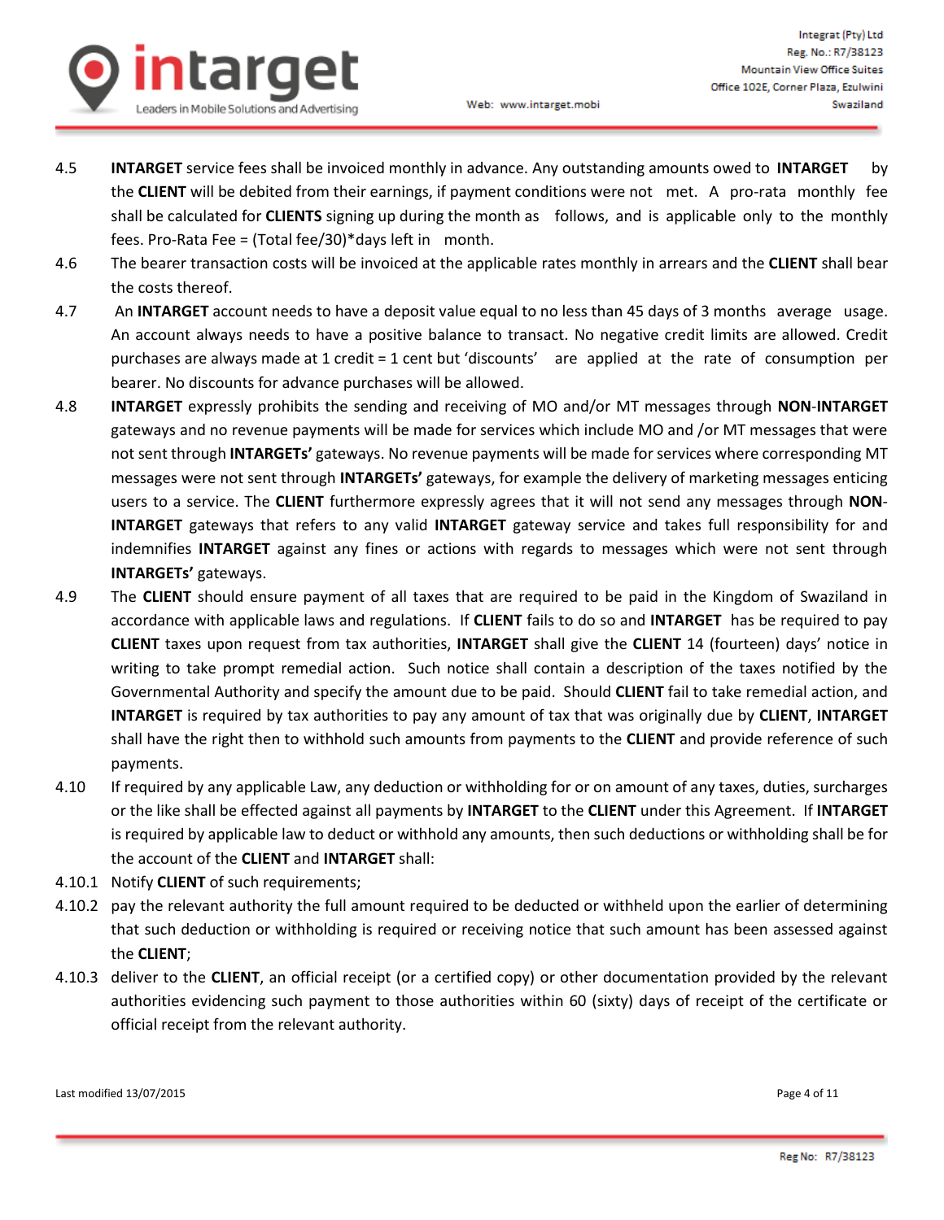4.5 **INTARGET** service fees shall be invoiced monthly in advance. Any outstanding amounts owed to **INTARGET** by the **CLIENT** will be debited from their earnings, if payment conditions were not met. A pro-rata monthly fee shall be calculated for **CLIENTS** signing up during the month as follows, and is applicable only to the monthly fees. Pro-Rata Fee = (Total fee/30)*days left in month.

4.6 The bearer transaction costs will be invoiced at the applicable rates monthly in arrears and the **CLIENT** shall bear the costs thereof.

4.7 An **INTARGET** account needs to have a deposit value equal to no less than 45 days of 3 months average usage. An account always needs to have a positive balance to transact. No negative credit limits are allowed. Credit purchases are always made at 1 credit = 1 cent but 'discounts' are applied at the rate of consumption per bearer. No discounts for advance purchases will be allowed.

4.8 **INTARGET** expressly prohibits the sending and receiving of MO and/or MT messages through **NON**-**INTARGET** gateways and no revenue payments will be made for services which include MO and /or MT messages that were not sent through **INTARGETs'** gateways. No revenue payments will be made for services where corresponding MT messages were not sent through **INTARGETs'** gateways, for example the delivery of marketing messages enticing users to a service. The **CLIENT** furthermore expressly agrees that it will not send any messages through **NON-INTARGET** gateways that refers to any valid **INTARGET** gateway service and takes full responsibility for and indemnifies **INTARGET** against any fines or actions with regards to messages which were not sent through **INTARGETs'** gateways.

4.9 The **CLIENT** should ensure payment of all taxes that are required to be paid in the Kingdom of Swaziland in accordance with applicable laws and regulations. If **CLIENT** fails to do so and **INTARGET** has be required to pay **CLIENT** taxes upon request from tax authorities, **INTARGET** shall give the **CLIENT** 14 (fourteen) days' notice in writing to take prompt remedial action. Such notice shall contain a description of the taxes notified by the Governmental Authority and specify the amount due to be paid. Should **CLIENT** fail to take remedial action, and **INTARGET** is required by tax authorities to pay any amount of tax that was originally due by **CLIENT**, **INTARGET** shall have the right then to withhold such amounts from payments to the **CLIENT** and provide reference of such payments.

4.10 If required by any applicable Law, any deduction or withholding for or on amount of any taxes, duties, surcharges or the like shall be effected against all payments by **INTARGET** to the **CLIENT** under this Agreement. If **INTARGET** is required by applicable law to deduct or withhold any amounts, then such deductions or withholding shall be for the account of the **CLIENT** and **INTARGET** shall:

4.10.1 Notify **CLIENT** of such requirements;

4.10.2 pay the relevant authority the full amount required to be deducted or withheld upon the earlier of determining that such deduction or withholding is required or receiving notice that such amount has been assessed against the **CLIENT**;

4.10.3 deliver to the **CLIENT**, an official receipt (or a certified copy) or other documentation provided by the relevant authorities evidencing such payment to those authorities within 60 (sixty) days of receipt of the certificate or official receipt from the relevant authority.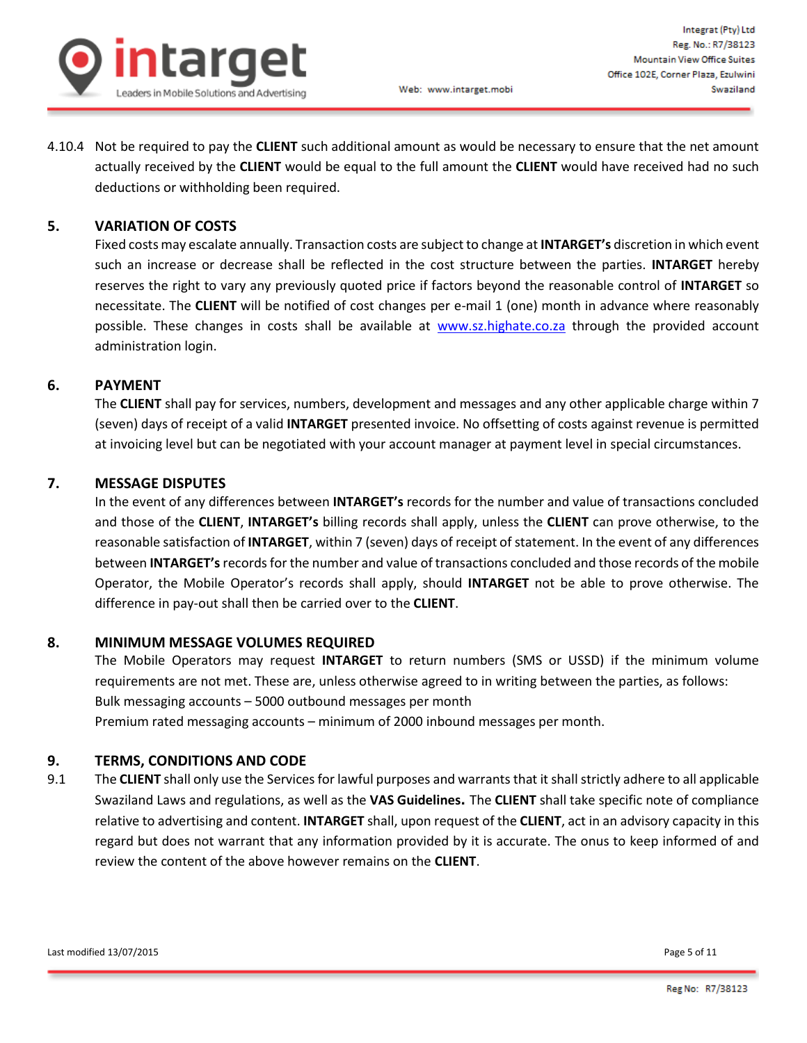4.10.4 Not be required to pay the **CLIENT** such additional amount as would be necessary to ensure that the net amount actually received by the **CLIENT** would be equal to the full amount the **CLIENT** would have received had no such deductions or withholding been required.

## 5. VARIATION OF COSTS

Fixed costs may escalate annually. Transaction costs are subject to change at **INTARGET's** discretion in which event such an increase or decrease shall be reflected in the cost structure between the parties. **INTARGET** hereby reserves the right to vary any previously quoted price if factors beyond the reasonable control of **INTARGET** so necessitate. The **CLIENT** will be notified of cost changes per e-mail 1 (one) month in advance where reasonably possible. These changes in costs shall be available at www.sz.highate.co.za through the provided account administration login.

## 6. PAYMENT

The **CLIENT** shall pay for services, numbers, development and messages and any other applicable charge within 7 (seven) days of receipt of a valid **INTARGET** presented invoice. No offsetting of costs against revenue is permitted at invoicing level but can be negotiated with your account manager at payment level in special circumstances.

## 7. MESSAGE DISPUTES

In the event of any differences between **INTARGET's** records for the number and value of transactions concluded and those of the **CLIENT**, **INTARGET's** billing records shall apply, unless the **CLIENT** can prove otherwise, to the reasonable satisfaction of **INTARGET**, within 7 (seven) days of receipt of statement. In the event of any differences between **INTARGET's** records for the number and value of transactions concluded and those records of the mobile Operator, the Mobile Operator's records shall apply, should **INTARGET** not be able to prove otherwise. The difference in pay-out shall then be carried over to the **CLIENT**.

## 8. MINIMUM MESSAGE VOLUMES REQUIRED

The Mobile Operators may request **INTARGET** to return numbers (SMS or USSD) if the minimum volume requirements are not met. These are, unless otherwise agreed to in writing between the parties, as follows:

Bulk messaging accounts – 5000 outbound messages per month

Premium rated messaging accounts – minimum of 2000 inbound messages per month.

## 9. TERMS, CONDITIONS AND CODE

9.1 The **CLIENT** shall only use the Services for lawful purposes and warrants that it shall strictly adhere to all applicable Swaziland Laws and regulations, as well as the **VAS Guidelines.** The **CLIENT** shall take specific note of compliance relative to advertising and content. **INTARGET** shall, upon request of the **CLIENT**, act in an advisory capacity in this regard but does not warrant that any information provided by it is accurate. The onus to keep informed of and review the content of the above however remains on the **CLIENT**.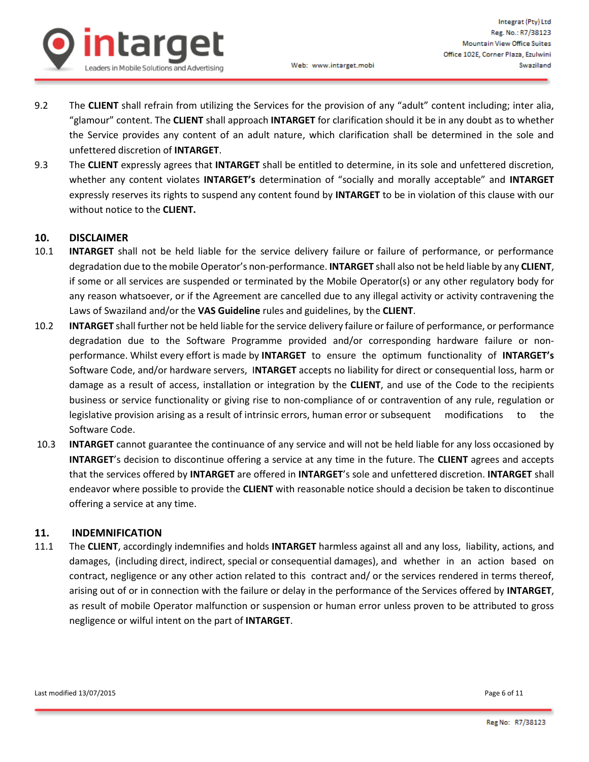9.2 The **CLIENT** shall refrain from utilizing the Services for the provision of any "adult" content including; inter alia, "glamour" content. The **CLIENT** shall approach **INTARGET** for clarification should it be in any doubt as to whether the Service provides any content of an adult nature, which clarification shall be determined in the sole and unfettered discretion of **INTARGET**.

9.3 The **CLIENT** expressly agrees that **INTARGET** shall be entitled to determine, in its sole and unfettered discretion, whether any content violates **INTARGET's** determination of "socially and morally acceptable" and **INTARGET** expressly reserves its rights to suspend any content found by **INTARGET** to be in violation of this clause with our without notice to the **CLIENT.**

## 10. DISCLAIMER

10.1 **INTARGET** shall not be held liable for the service delivery failure or failure of performance, or performance degradation due to the mobile Operator's non-performance. **INTARGET** shall also not be held liable by any **CLIENT**, if some or all services are suspended or terminated by the Mobile Operator(s) or any other regulatory body for any reason whatsoever, or if the Agreement are cancelled due to any illegal activity or activity contravening the Laws of Swaziland and/or the **VAS Guideline** rules and guidelines, by the **CLIENT**.

10.2 **INTARGET** shall further not be held liable for the service delivery failure or failure of performance, or performance degradation due to the Software Programme provided and/or corresponding hardware failure or non-performance. Whilst every effort is made by **INTARGET** to ensure the optimum functionality of **INTARGET's** Software Code, and/or hardware servers, **INTARGET** accepts no liability for direct or consequential loss, harm or damage as a result of access, installation or integration by the **CLIENT**, and use of the Code to the recipients business or service functionality or giving rise to non-compliance of or contravention of any rule, regulation or legislative provision arising as a result of intrinsic errors, human error or subsequent modifications to the Software Code.

10.3 **INTARGET** cannot guarantee the continuance of any service and will not be held liable for any loss occasioned by **INTARGET**'s decision to discontinue offering a service at any time in the future. The **CLIENT** agrees and accepts that the services offered by **INTARGET** are offered in **INTARGET**'s sole and unfettered discretion. **INTARGET** shall endeavor where possible to provide the **CLIENT** with reasonable notice should a decision be taken to discontinue offering a service at any time.

## 11. INDEMNIFICATION

11.1 The **CLIENT**, accordingly indemnifies and holds **INTARGET** harmless against all and any loss, liability, actions, and damages, (including direct, indirect, special or consequential damages), and whether in an action based on contract, negligence or any other action related to this contract and/ or the services rendered in terms thereof, arising out of or in connection with the failure or delay in the performance of the Services offered by **INTARGET**, as result of mobile Operator malfunction or suspension or human error unless proven to be attributed to gross negligence or wilful intent on the part of **INTARGET**.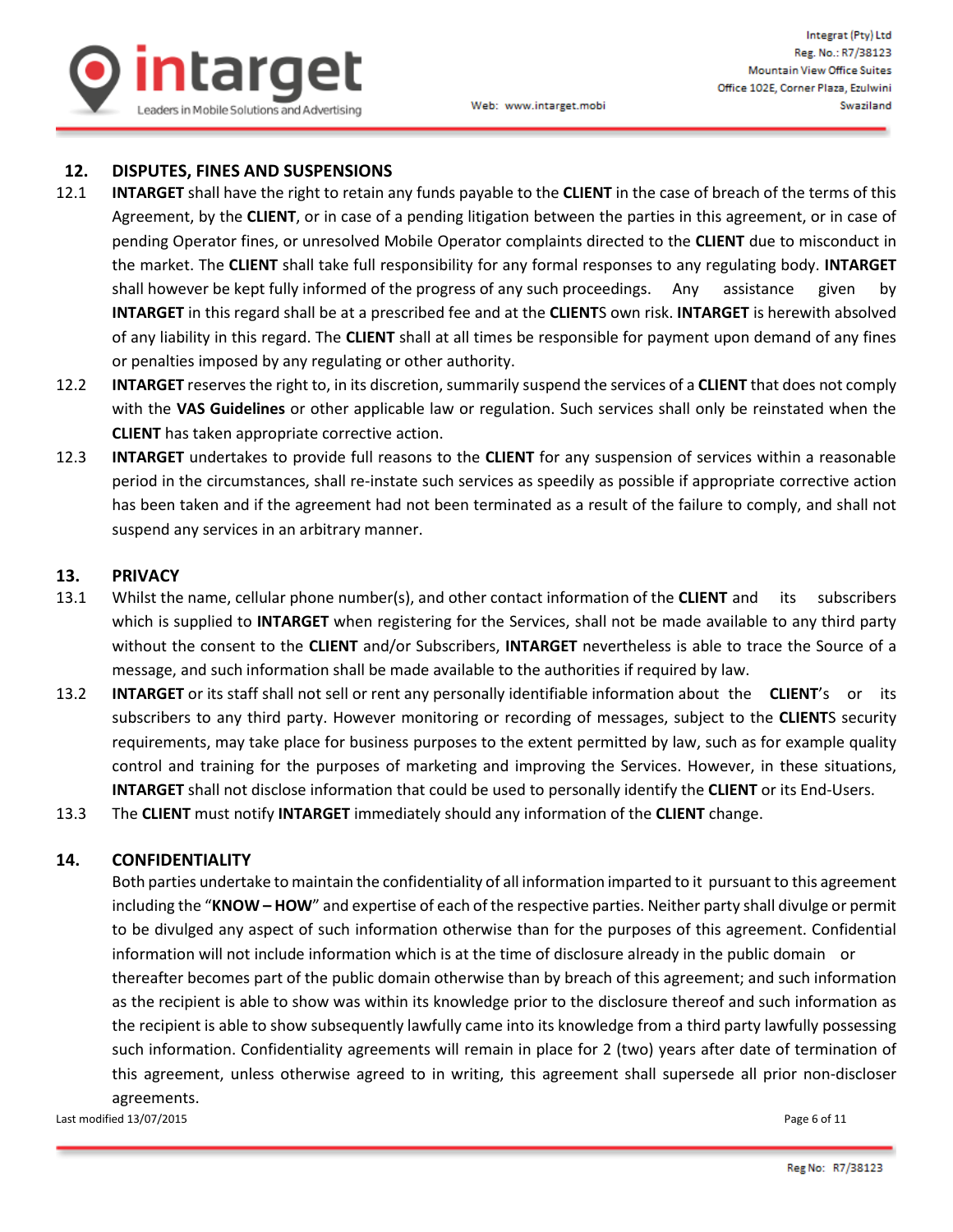## 12. DISPUTES, FINES AND SUSPENSIONS

12.1 **INTARGET** shall have the right to retain any funds payable to the **CLIENT** in the case of breach of the terms of this Agreement, by the **CLIENT**, or in case of a pending litigation between the parties in this agreement, or in case of pending Operator fines, or unresolved Mobile Operator complaints directed to the **CLIENT** due to misconduct in the market. The **CLIENT** shall take full responsibility for any formal responses to any regulating body. **INTARGET** shall however be kept fully informed of the progress of any such proceedings. Any assistance given by **INTARGET** in this regard shall be at a prescribed fee and at the **CLIENT**S own risk. **INTARGET** is herewith absolved of any liability in this regard. The **CLIENT** shall at all times be responsible for payment upon demand of any fines or penalties imposed by any regulating or other authority.

12.2 **INTARGET** reserves the right to, in its discretion, summarily suspend the services of a **CLIENT** that does not comply with the **VAS Guidelines** or other applicable law or regulation. Such services shall only be reinstated when the **CLIENT** has taken appropriate corrective action.

12.3 **INTARGET** undertakes to provide full reasons to the **CLIENT** for any suspension of services within a reasonable period in the circumstances, shall re-instate such services as speedily as possible if appropriate corrective action has been taken and if the agreement had not been terminated as a result of the failure to comply, and shall not suspend any services in an arbitrary manner.

## 13. PRIVACY

13.1 Whilst the name, cellular phone number(s), and other contact information of the **CLIENT** and its subscribers which is supplied to **INTARGET** when registering for the Services, shall not be made available to any third party without the consent to the **CLIENT** and/or Subscribers, **INTARGET** nevertheless is able to trace the Source of a message, and such information shall be made available to the authorities if required by law.

13.2 **INTARGET** or its staff shall not sell or rent any personally identifiable information about the **CLIENT**'s or its subscribers to any third party. However monitoring or recording of messages, subject to the **CLIENT**S security requirements, may take place for business purposes to the extent permitted by law, such as for example quality control and training for the purposes of marketing and improving the Services. However, in these situations, **INTARGET** shall not disclose information that could be used to personally identify the **CLIENT** or its End-Users.

13.3 The **CLIENT** must notify **INTARGET** immediately should any information of the **CLIENT** change.

## 14. CONFIDENTIALITY

Both parties undertake to maintain the confidentiality of all information imparted to it pursuant to this agreement including the "**KNOW – HOW**" and expertise of each of the respective parties. Neither party shall divulge or permit to be divulged any aspect of such information otherwise than for the purposes of this agreement. Confidential information will not include information which is at the time of disclosure already in the public domain or thereafter becomes part of the public domain otherwise than by breach of this agreement; and such information as the recipient is able to show was within its knowledge prior to the disclosure thereof and such information as the recipient is able to show subsequently lawfully came into its knowledge from a third party lawfully possessing such information. Confidentiality agreements will remain in place for 2 (two) years after date of termination of this agreement, unless otherwise agreed to in writing, this agreement shall supersede all prior non-discloser agreements.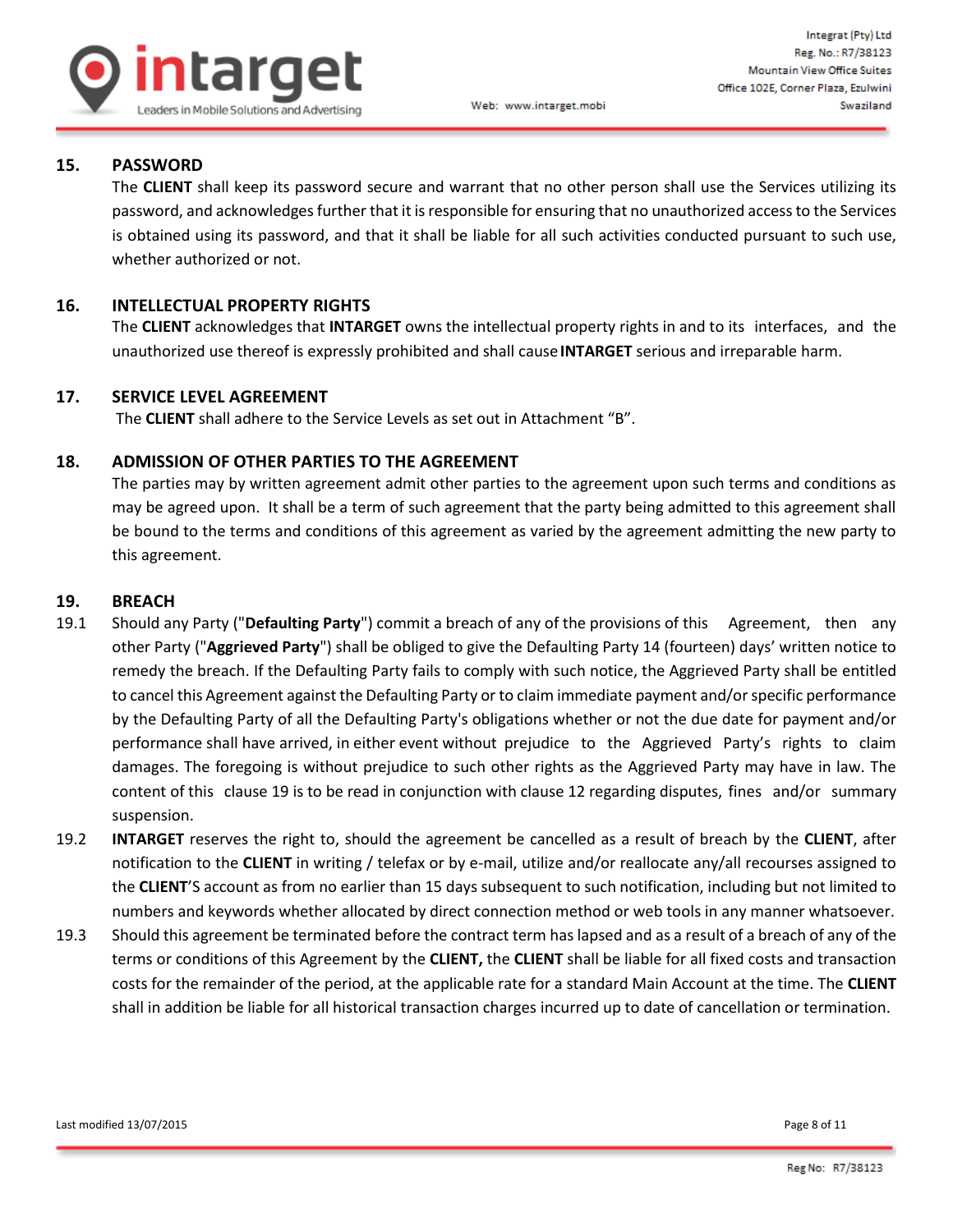## 15. PASSWORD

The **CLIENT** shall keep its password secure and warrant that no other person shall use the Services utilizing its password, and acknowledges further that it is responsible for ensuring that no unauthorized access to the Services is obtained using its password, and that it shall be liable for all such activities conducted pursuant to such use, whether authorized or not.

## 16. INTELLECTUAL PROPERTY RIGHTS

The **CLIENT** acknowledges that **INTARGET** owns the intellectual property rights in and to its interfaces, and the unauthorized use thereof is expressly prohibited and shall cause **INTARGET** serious and irreparable harm.

## 17. SERVICE LEVEL AGREEMENT

The **CLIENT** shall adhere to the Service Levels as set out in Attachment "B".

## 18. ADMISSION OF OTHER PARTIES TO THE AGREEMENT

The parties may by written agreement admit other parties to the agreement upon such terms and conditions as may be agreed upon. It shall be a term of such agreement that the party being admitted to this agreement shall be bound to the terms and conditions of this agreement as varied by the agreement admitting the new party to this agreement.

## 19. BREACH

19.1 Should any Party ("**Defaulting Party**") commit a breach of any of the provisions of this Agreement, then any other Party ("**Aggrieved Party**") shall be obliged to give the Defaulting Party 14 (fourteen) days' written notice to remedy the breach. If the Defaulting Party fails to comply with such notice, the Aggrieved Party shall be entitled to cancel this Agreement against the Defaulting Party or to claim immediate payment and/or specific performance by the Defaulting Party of all the Defaulting Party's obligations whether or not the due date for payment and/or performance shall have arrived, in either event without prejudice to the Aggrieved Party's rights to claim damages. The foregoing is without prejudice to such other rights as the Aggrieved Party may have in law. The content of this clause 19 is to be read in conjunction with clause 12 regarding disputes, fines and/or summary suspension.

19.2 **INTARGET** reserves the right to, should the agreement be cancelled as a result of breach by the **CLIENT**, after notification to the **CLIENT** in writing / telefax or by e-mail, utilize and/or reallocate any/all recourses assigned to the **CLIENT**'S account as from no earlier than 15 days subsequent to such notification, including but not limited to numbers and keywords whether allocated by direct connection method or web tools in any manner whatsoever.

19.3 Should this agreement be terminated before the contract term has lapsed and as a result of a breach of any of the terms or conditions of this Agreement by the **CLIENT,** the **CLIENT** shall be liable for all fixed costs and transaction costs for the remainder of the period, at the applicable rate for a standard Main Account at the time. The **CLIENT** shall in addition be liable for all historical transaction charges incurred up to date of cancellation or termination.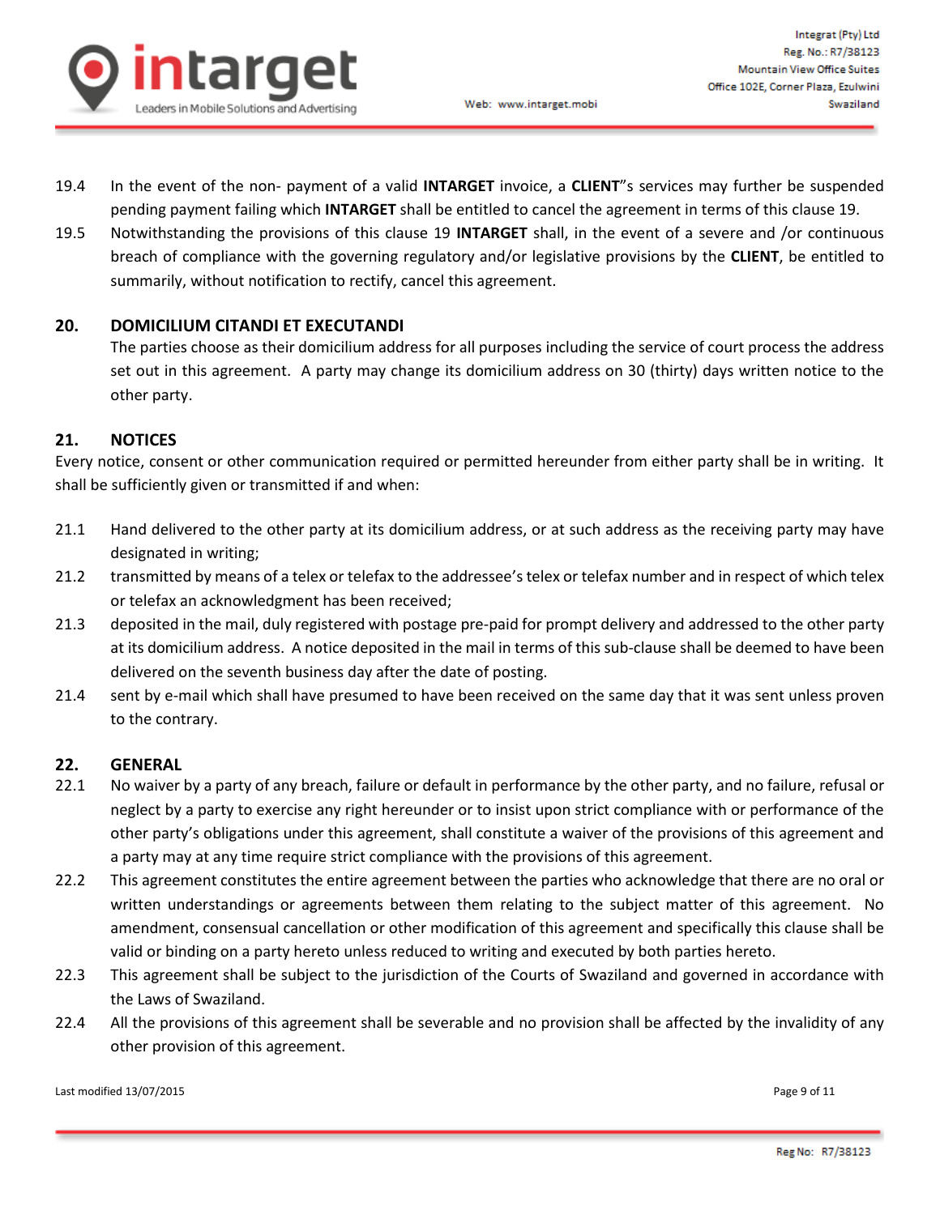19.4 In the event of the non- payment of a valid **INTARGET** invoice, a **CLIENT**"s services may further be suspended pending payment failing which **INTARGET** shall be entitled to cancel the agreement in terms of this clause 19.

19.5 Notwithstanding the provisions of this clause 19 **INTARGET** shall, in the event of a severe and /or continuous breach of compliance with the governing regulatory and/or legislative provisions by the **CLIENT**, be entitled to summarily, without notification to rectify, cancel this agreement.

## 20. DOMICILIUM CITANDI ET EXECUTANDI

The parties choose as their domicilium address for all purposes including the service of court process the address set out in this agreement. A party may change its domicilium address on 30 (thirty) days written notice to the other party.

## 21. NOTICES

Every notice, consent or other communication required or permitted hereunder from either party shall be in writing. It shall be sufficiently given or transmitted if and when:

21.1 Hand delivered to the other party at its domicilium address, or at such address as the receiving party may have designated in writing;

21.2 transmitted by means of a telex or telefax to the addressee's telex or telefax number and in respect of which telex or telefax an acknowledgment has been received;

21.3 deposited in the mail, duly registered with postage pre-paid for prompt delivery and addressed to the other party at its domicilium address. A notice deposited in the mail in terms of this sub-clause shall be deemed to have been delivered on the seventh business day after the date of posting.

21.4 sent by e-mail which shall have presumed to have been received on the same day that it was sent unless proven to the contrary.

## 22. GENERAL

22.1 No waiver by a party of any breach, failure or default in performance by the other party, and no failure, refusal or neglect by a party to exercise any right hereunder or to insist upon strict compliance with or performance of the other party's obligations under this agreement, shall constitute a waiver of the provisions of this agreement and a party may at any time require strict compliance with the provisions of this agreement.

22.2 This agreement constitutes the entire agreement between the parties who acknowledge that there are no oral or written understandings or agreements between them relating to the subject matter of this agreement. No amendment, consensual cancellation or other modification of this agreement and specifically this clause shall be valid or binding on a party hereto unless reduced to writing and executed by both parties hereto.

22.3 This agreement shall be subject to the jurisdiction of the Courts of Swaziland and governed in accordance with the Laws of Swaziland.

22.4 All the provisions of this agreement shall be severable and no provision shall be affected by the invalidity of any other provision of this agreement.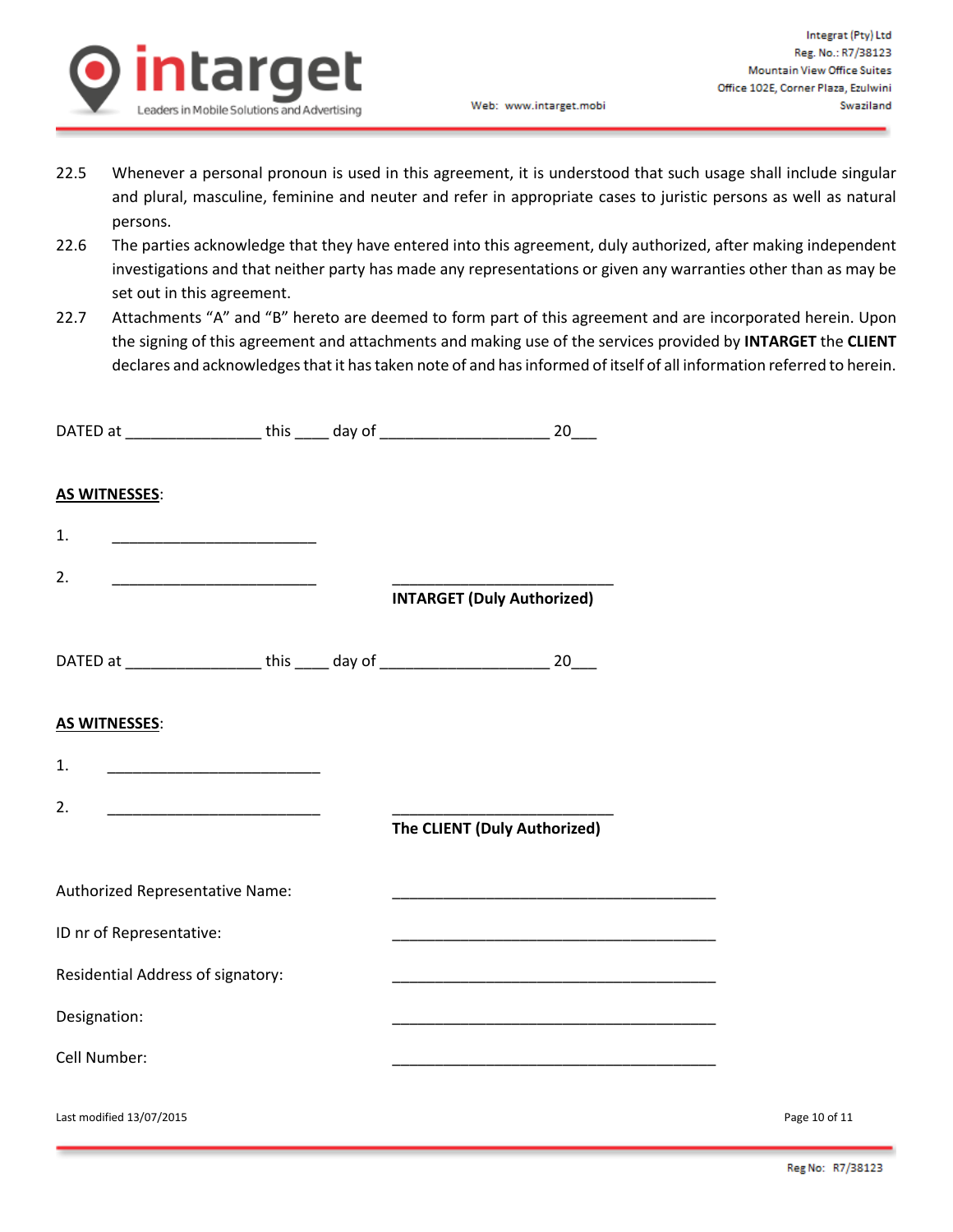22.5 Whenever a personal pronoun is used in this agreement, it is understood that such usage shall include singular and plural, masculine, feminine and neuter and refer in appropriate cases to juristic persons as well as natural persons.

22.6 The parties acknowledge that they have entered into this agreement, duly authorized, after making independent investigations and that neither party has made any representations or given any warranties other than as may be set out in this agreement.

22.7 Attachments "A" and "B" hereto are deemed to form part of this agreement and are incorporated herein. Upon the signing of this agreement and attachments and making use of the services provided by **INTARGET** the **CLIENT** declares and acknowledges that it has taken note of and has informed of itself of all information referred to herein.

DATED at ________________ this ____ day of ____________________ 20___

**AS WITNESSES**:

1. ________________________

2. ________________________ ____________________________

**INTARGET (Duly Authorized)**

DATED at ________________ this ____ day of ____________________ 20___

**AS WITNESSES**:

1. ________________________

2. ________________________ ____________________________

**The CLIENT (Duly Authorized)**

Authorized Representative Name: ______________________________________

ID nr of Representative: ______________________________________

Residential Address of signatory: ______________________________________

Designation: ______________________________________

Cell Number: ______________________________________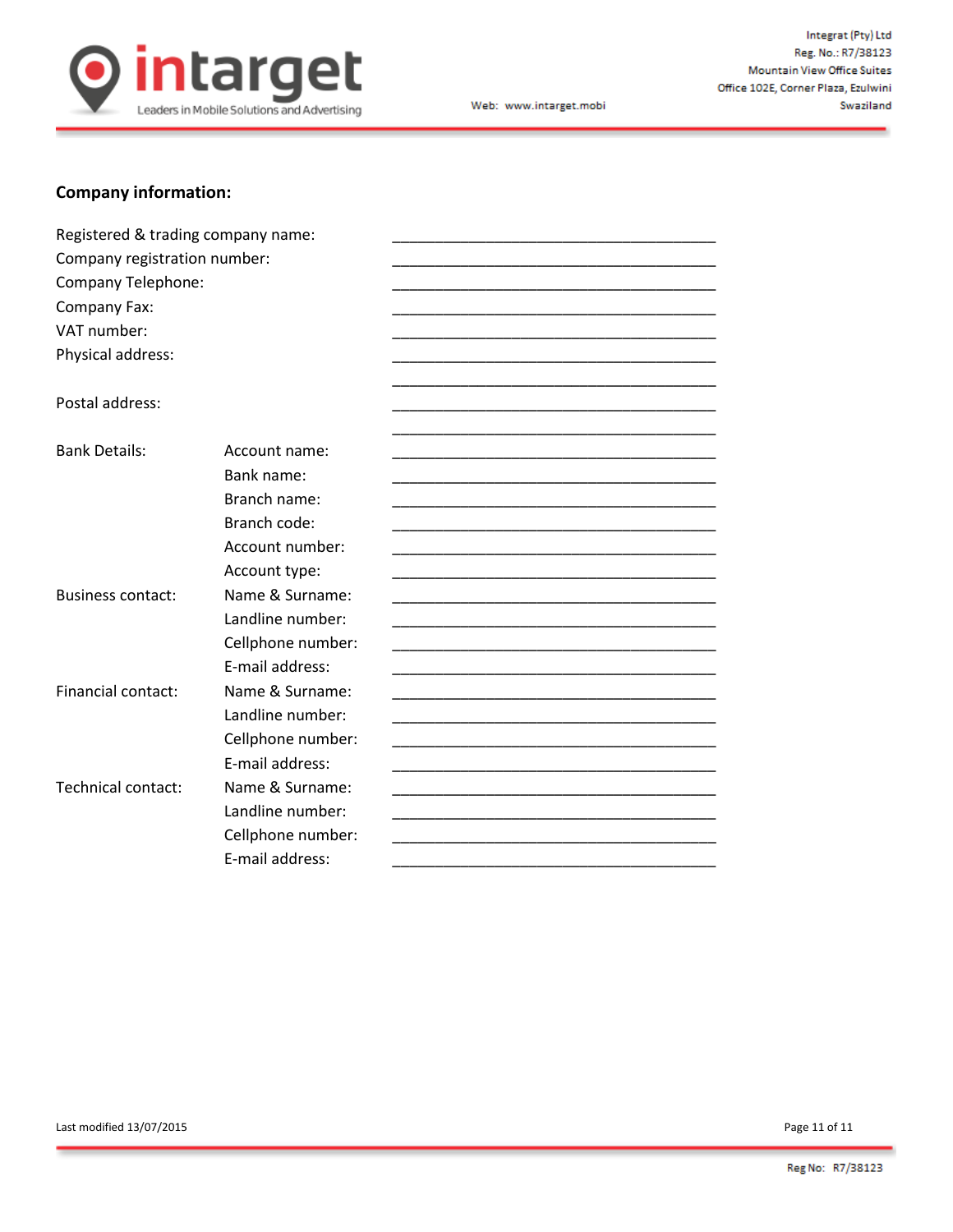**Company information:**

| | | |
|---|---|---|
| Registered & trading company name: | | ______________________________________ |
| Company registration number: | | ______________________________________ |
| Company Telephone: | | ______________________________________ |
| Company Fax: | | ______________________________________ |
| VAT number: | | ______________________________________ |
| Physical address: | | ______________________________________ |
| | | ______________________________________ |
| Postal address: | | ______________________________________ |
| | | ______________________________________ |
| Bank Details: | Account name: | ______________________________________ |
| | Bank name: | ______________________________________ |
| | Branch name: | ______________________________________ |
| | Branch code: | ______________________________________ |
| | Account number: | ______________________________________ |
| | Account type: | ______________________________________ |
| Business contact: | Name & Surname: | ______________________________________ |
| | Landline number: | ______________________________________ |
| | Cellphone number: | ______________________________________ |
| | E-mail address: | ______________________________________ |
| Financial contact: | Name & Surname: | ______________________________________ |
| | Landline number: | ______________________________________ |
| | Cellphone number: | ______________________________________ |
| | E-mail address: | ______________________________________ |
| Technical contact: | Name & Surname: | ______________________________________ |
| | Landline number: | ______________________________________ |
| | Cellphone number: | ______________________________________ |
| | E-mail address: | ______________________________________ |

Last modified 13/07/2015